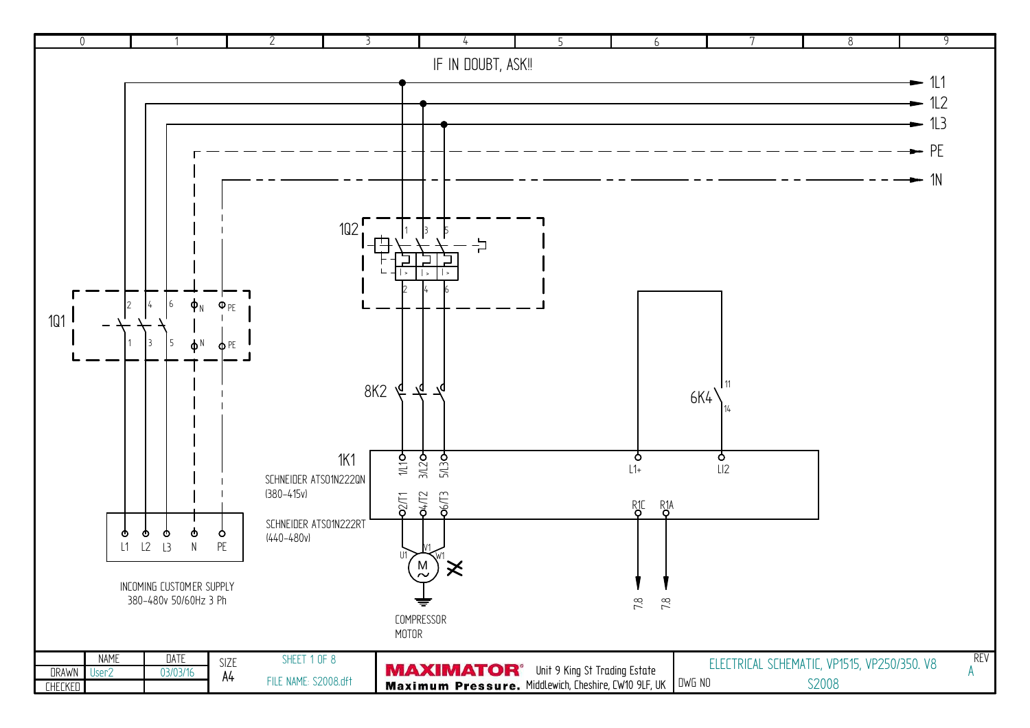IF IN DOUBT, ASK!!

1L1

1L2

1L3

PE

1N

1Q2

1Q1

8K2

6K4

1K1

SCHNEIDER ATS01N222QN (380-415v)

SCHNEIDER ATS01N222RT (440-480v)

1/L1 3/L2 5/L3

2/T1 4/T2 6/T3

L1+ LI2

R1C R1A

7.8 7.8

U1 V1 W1

COMPRESSOR MOTOR

L1 L2 L3 N PE

INCOMING CUSTOMER SUPPLY
380-480v 50/60Hz 3 Ph

| | NAME | DATE | SIZE | SHEET 1 OF 8 |
|---|---|---|---|---|
| DRAWN | User2 | 03/03/16 | A4 | FILE NAME: S2008.dft |
| CHECKED | | | | |

**MAXIMATOR®** Maximum Pressure. Unit 9 King St Trading Estate, Middlewich, Cheshire, CW10 9LF, UK

ELECTRICAL SCHEMATIC, VP1515, VP250/350. V8

DWG NO S2008

REV A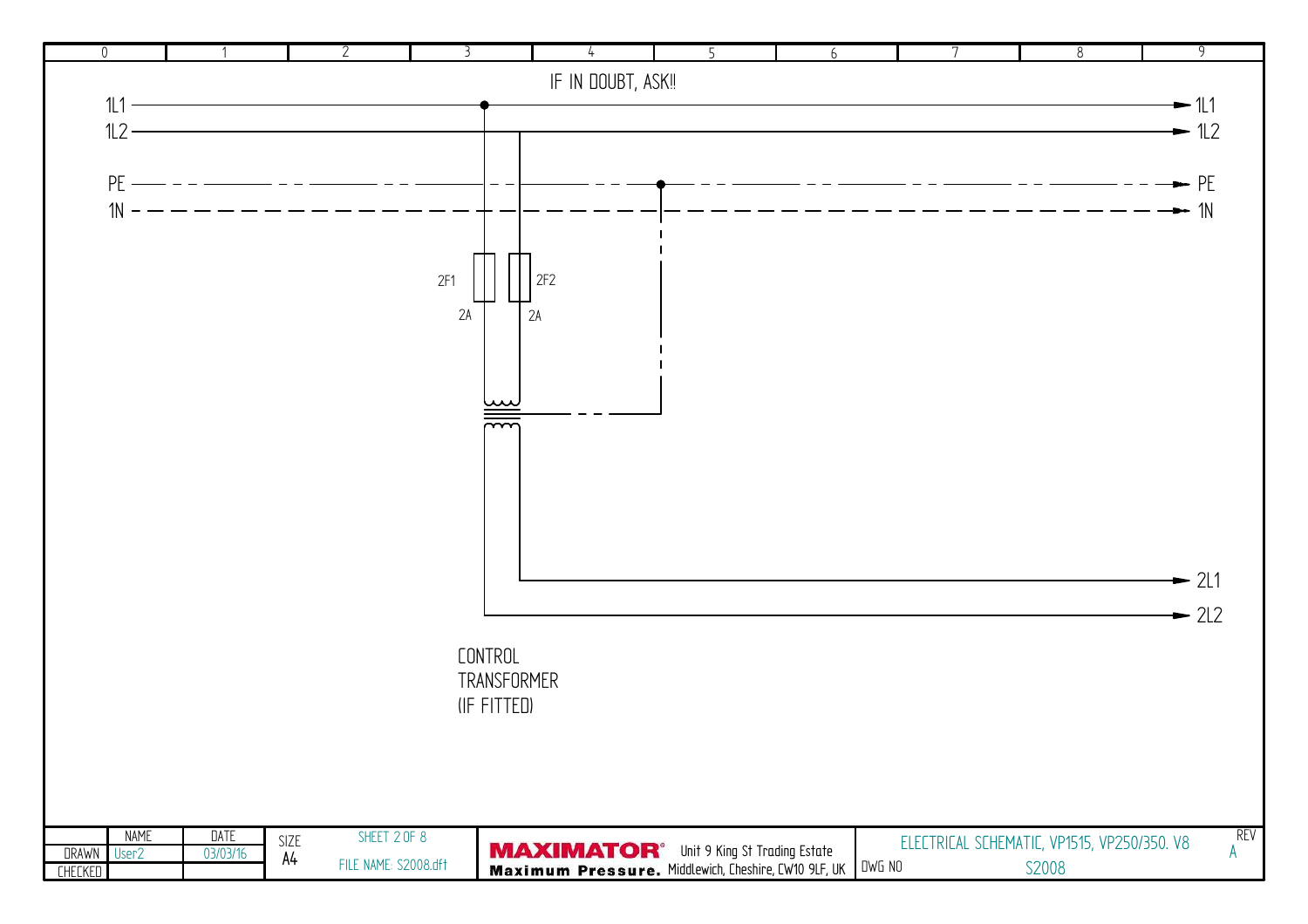IF IN DOUBT, ASK!!

1L1

1L2

PE

1N

2F1

2A

2F2

2A

CONTROL
TRANSFORMER
(IF FITTED)

→ 1L1

→ 1L2

→ PE

→ 1N

→ 2L1

→ 2L2

| | NAME | DATE | SIZE | SHEET 2 OF 8 | | | |
|---|---|---|---|---|---|---|---|
| DRAWN | User2 | 03/03/16 | A4 | FILE NAME: S2008.dft | **MAXIMATOR®** Maximum Pressure. Unit 9 King St Trading Estate Middlewich, Cheshire, CW10 9LF, UK | ELECTRICAL SCHEMATIC, VP1515, VP250/350. V8 | REV A |
| CHECKED | | | | | | DWG NO S2008 | |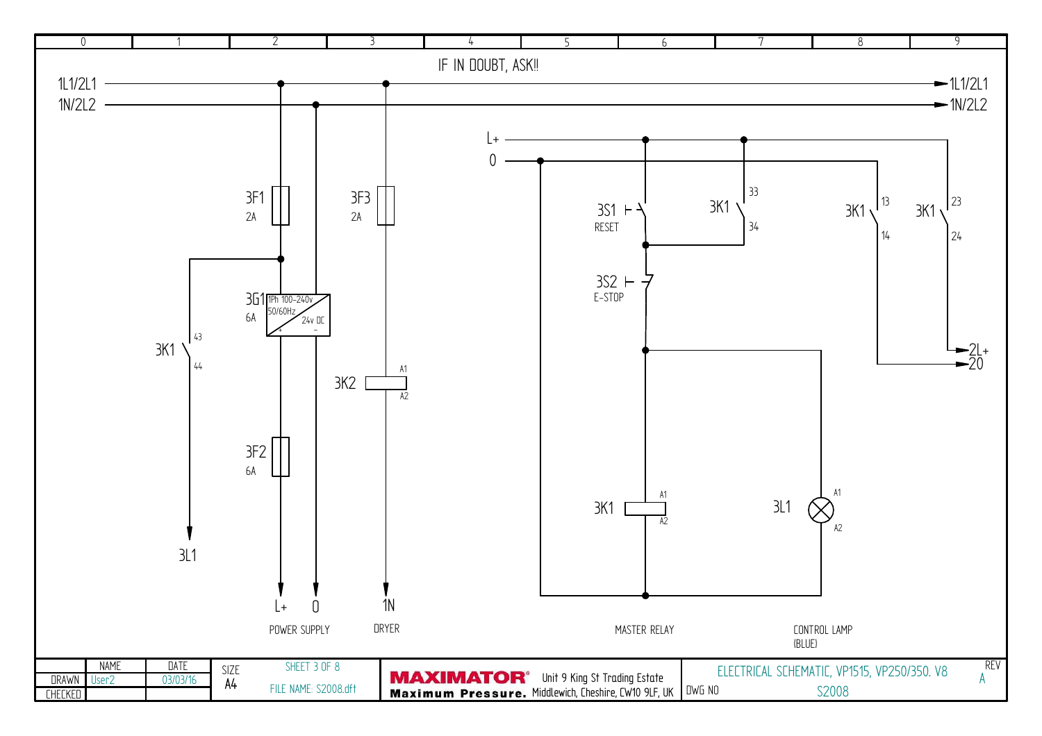IF IN DOUBT, ASK!!

1L1/2L1

1N/2L2

3F1 2A

3F3 2A

3G1 1Ph 100–240v 50/60Hz 24v DC 6A

3K1 43 44

3K2 A1 A2

3F2 6A

3L1

L+ 0 POWER SUPPLY

1N DRYER

L+

0

3S1 RESET

3K1 33 34

3K1 13 14

3K1 23 24

2L+

20

3S2 E-STOP

3K1 A1 A2

MASTER RELAY

3L1 A1 A2

CONTROL LAMP (BLUE)

| | NAME | DATE | SIZE | SHEET 3 OF 8 |
|---|---|---|---|---|
| DRAWN | User2 | 03/03/16 | A4 | FILE NAME: S2008.dft |
| CHECKED | | | | |

**MAXIMATOR®** **Maximum Pressure.** Unit 9 King St Trading Estate Middlewich, Cheshire, CW10 9LF, UK

ELECTRICAL SCHEMATIC, VP1515, VP250/350. V8

DWG NO S2008

REV A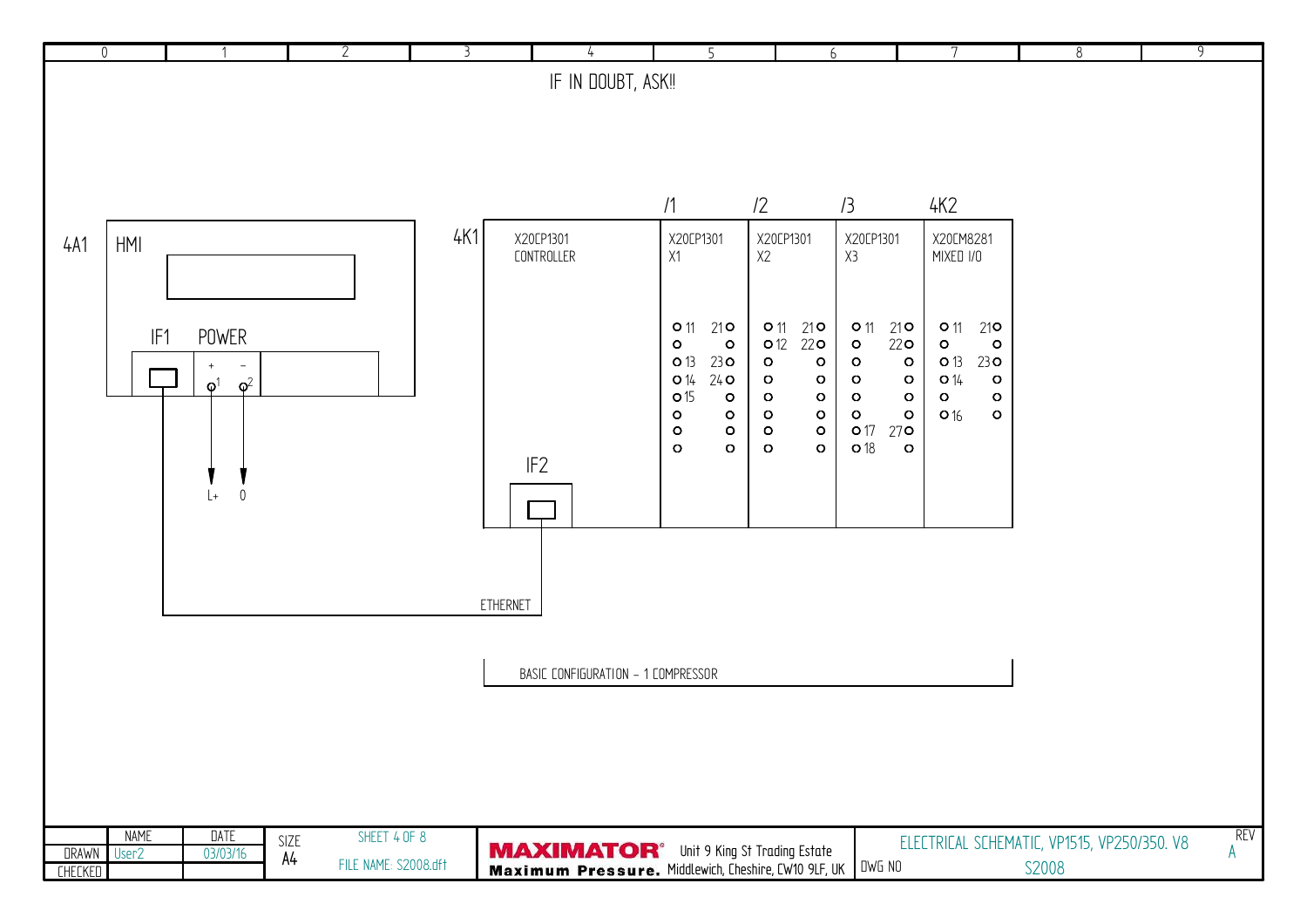IF IN DOUBT, ASK!!

**4A1** HMI

- IF1
- POWER: + (1) → L+, − (2) → 0

**4K1** X20CP1301 CONTROLLER

- IF2 → ETHERNET (to HMI IF1)

| /1 | /2 | /3 | 4K2 |
|---|---|---|---|
| X20CP1301 X1 | X20CP1301 X2 | X20CP1301 X3 | X20CM8281 MIXED I/O |

X1 terminals: 11, 21, 13, 23, 14, 24, 15

X2 terminals: 11, 21, 12, 22

X3 terminals: 11, 21, 22, 17, 27, 18

4K2 terminals: 11, 21, 13, 23, 14, 16

BASIC CONFIGURATION – 1 COMPRESSOR

| | NAME | DATE | SIZE | SHEET 4 OF 8 |
|---|---|---|---|---|
| DRAWN | User2 | 03/03/16 | A4 | FILE NAME: S2008.dft |
| CHECKED | | | | |

MAXIMATOR® Maximum Pressure. Unit 9 King St Trading Estate, Middlewich, Cheshire, CW10 9LF, UK

ELECTRICAL SCHEMATIC, VP1515, VP250/350. V8

DWG NO: S2008 — REV: A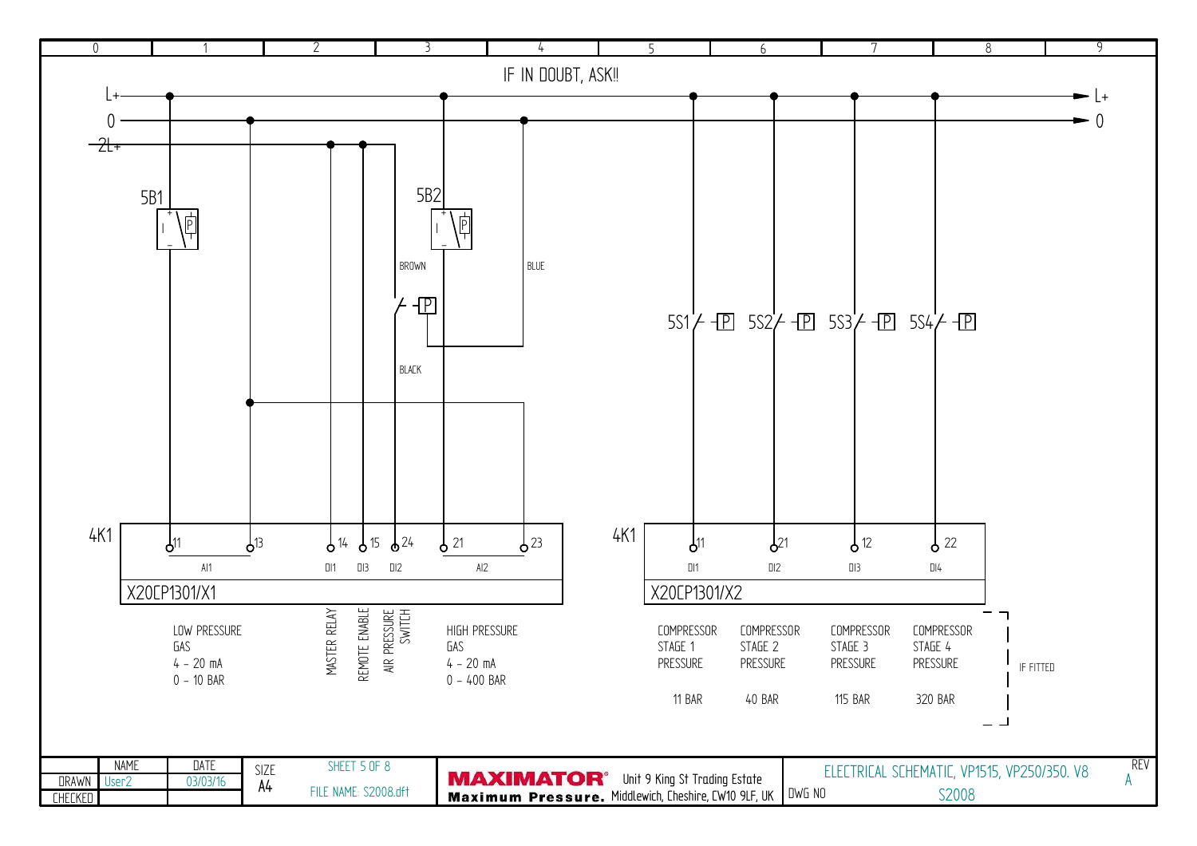IF IN DOUBT, ASK!!

L+ — 0 — 2L+

5B1 — 5B2

BROWN — BLUE — BLACK

5S1 — 5S2 — 5S3 — 5S4

**4K1 — X20CP1301/X1**

| Terminal | 11 | 13 | 14 | 15 | 24 | 21 | 23 |
|---|---|---|---|---|---|---|---|
| Channel | AI1 | | DI1 | DI3 | DI2 | AI2 | |

- AI1 (11, 13): LOW PRESSURE GAS, 4 – 20 mA, 0 – 10 BAR
- DI1 (14): MASTER RELAY
- DI3 (15): REMOTE ENABLE
- DI2 (24): AIR PRESSURE SWITCH
- AI2 (21, 23): HIGH PRESSURE GAS, 4 – 20 mA, 0 – 400 BAR

**4K1 — X20CP1301/X2**

| Terminal | 11 | 21 | 12 | 22 |
|---|---|---|---|---|
| Channel | DI1 | DI2 | DI3 | DI4 |
| Function | COMPRESSOR STAGE 1 PRESSURE | COMPRESSOR STAGE 2 PRESSURE | COMPRESSOR STAGE 3 PRESSURE | COMPRESSOR STAGE 4 PRESSURE |
| Setting | 11 BAR | 40 BAR | 115 BAR | 320 BAR |

IF FITTED

| | NAME | DATE | SIZE | SHEET 5 OF 8 |
|---|---|---|---|---|
| DRAWN | User2 | 03/03/16 | A4 | FILE NAME: S2008.dft |
| CHECKED | | | | |

MAXIMATOR® Maximum Pressure. Unit 9 King St Trading Estate, Middlewich, Cheshire, CW10 9LF, UK

ELECTRICAL SCHEMATIC, VP1515, VP250/350. V8

DWG NO: S2008 — REV: A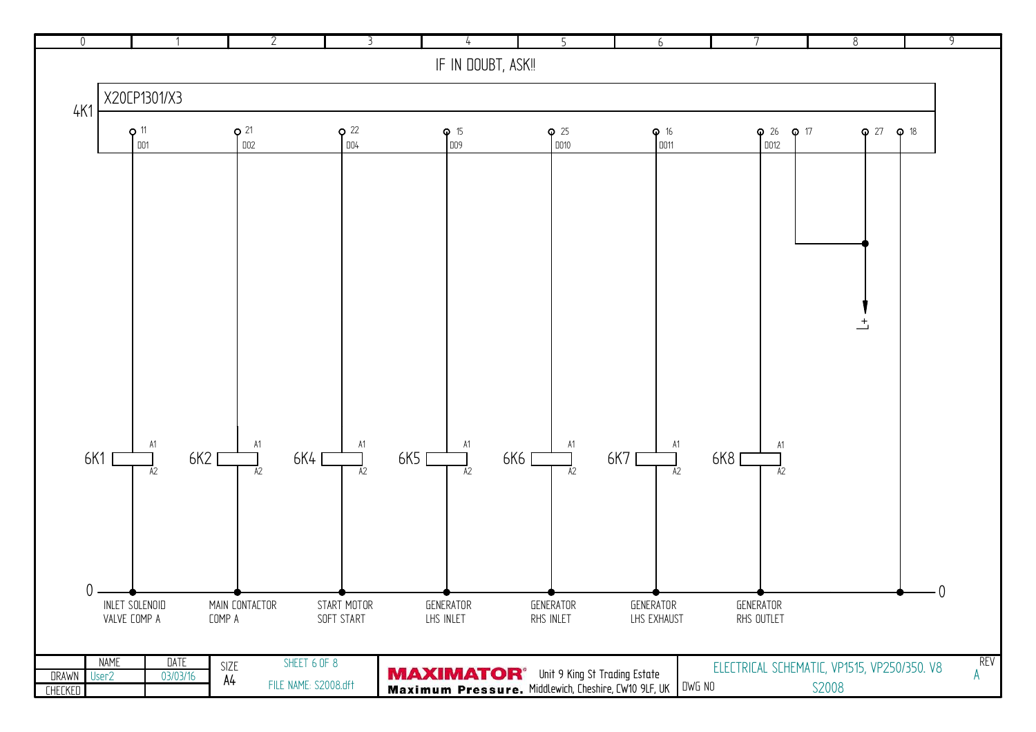IF IN DOUBT, ASK!!

4K1 X20CP1301/X3

| Terminal | Output | Relay | Function |
|---|---|---|---|
| 11 | DO1 | 6K1 | INLET SOLENOID VALVE COMP A |
| 21 | DO2 | 6K2 | MAIN CONTACTOR COMP A |
| 22 | DO4 | 6K4 | START MOTOR SOFT START |
| 15 | DO9 | 6K5 | GENERATOR LHS INLET |
| 25 | DO10 | 6K6 | GENERATOR RHS INLET |
| 16 | DO11 | 6K7 | GENERATOR LHS EXHAUST |
| 26 | DO12 | 6K8 | GENERATOR RHS OUTLET |

Terminals 17 and 27: L+

Terminal 18: 0

Relay coils: A1 / A2

| | NAME | DATE |
|---|---|---|
| DRAWN | User2 | 03/03/16 |
| CHECKED | | |

SIZE A4

SHEET 6 OF 8

FILE NAME: S2008.dft

MAXIMATOR® Maximum Pressure. Unit 9 King St Trading Estate Middlewich, Cheshire, CW10 9LF, UK

ELECTRICAL SCHEMATIC, VP1515, VP250/350. V8

DWG NO S2008

REV A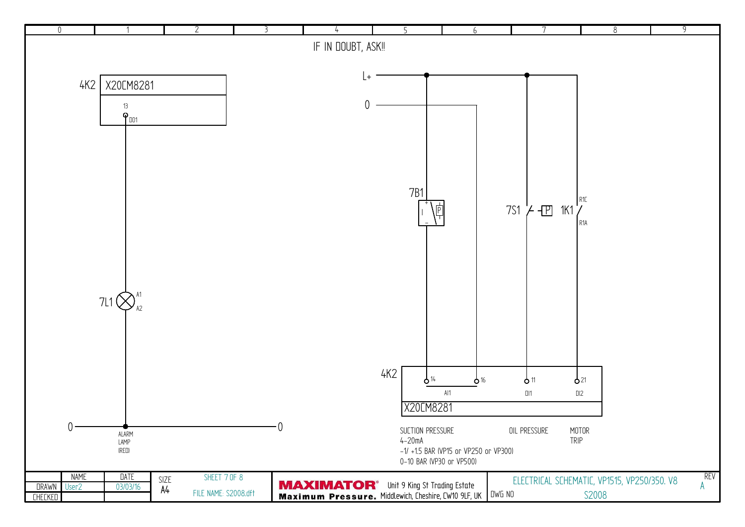IF IN DOUBT, ASK!!

4K2 X20CM8281

13 DO1

7L1 A1 A2

0 — 0

ALARM LAMP (RED)

L+

0

7B1

7S1 1K1 R1C R1A

4K2 X20CM8281

14 16 AI1

11 DI1

21 DI2

SUCTION PRESSURE
4-20mA
-1/ +1.5 BAR (VP15 or VP250 or VP300)
0-10 BAR (VP30 or VP500)

OIL PRESSURE

MOTOR TRIP

| | NAME | DATE | SIZE | SHEET 7 OF 8 |
|---|---|---|---|---|
| DRAWN | User2 | 03/03/16 | A4 | FILE NAME: S2008.dft |
| CHECKED | | | | |

**MAXIMATOR®** Maximum Pressure. Unit 9 King St Trading Estate, Middlewich, Cheshire, CW10 9LF, UK

ELECTRICAL SCHEMATIC, VP1515, VP250/350. V8

DWG NO S2008

REV A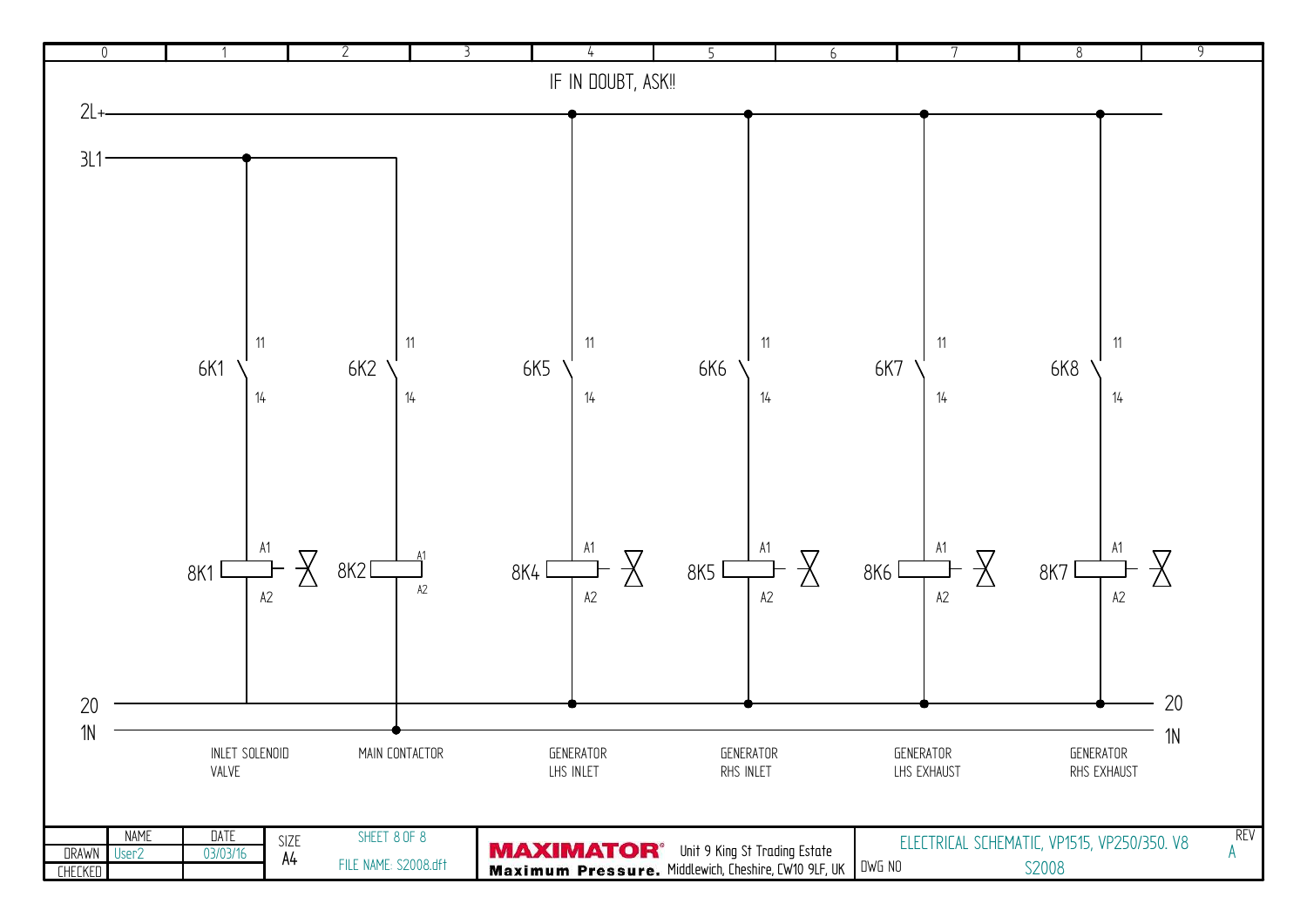IF IN DOUBT, ASK!!

2L+

3L1

6K1 11 14

6K2 11 14

6K5 11 14

6K6 11 14

6K7 11 14

6K8 11 14

8K1 A1 A2

8K2 A1 A2

8K4 A1 A2

8K5 A1 A2

8K6 A1 A2

8K7 A1 A2

20

1N

INLET SOLENOID VALVE

MAIN CONTACTOR

GENERATOR LHS INLET

GENERATOR RHS INLET

GENERATOR LHS EXHAUST

GENERATOR RHS EXHAUST

| | NAME | DATE | SIZE | SHEET 8 OF 8 |
|---|---|---|---|---|
| DRAWN | User2 | 03/03/16 | A4 | FILE NAME: S2008.dft |
| CHECKED | | | | |

MAXIMATOR® Maximum Pressure. Unit 9 King St Trading Estate Middlewich, Cheshire, CW10 9LF, UK

ELECTRICAL SCHEMATIC, VP1515, VP250/350. V8

DWG NO S2008

REV A